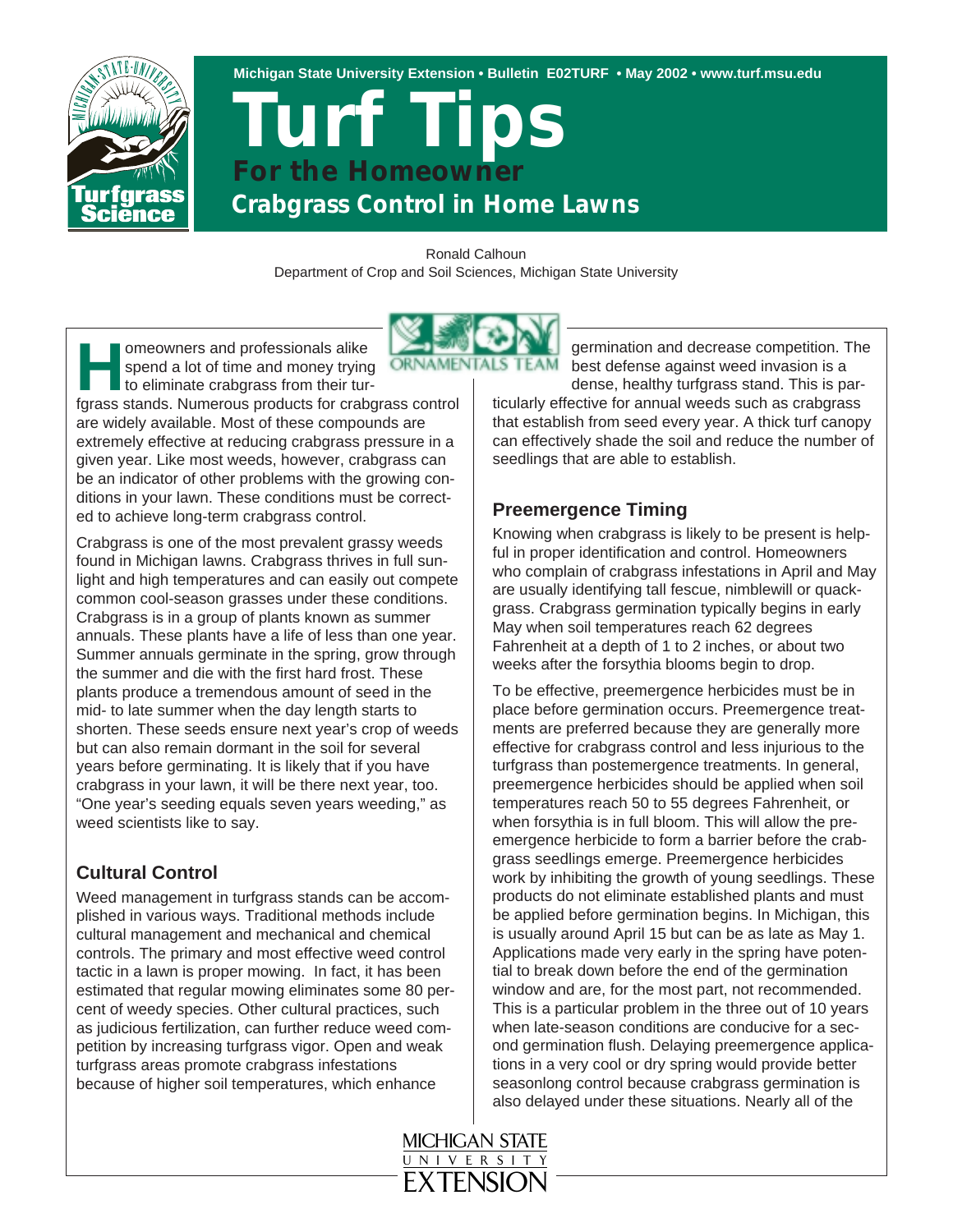Michigan State University Extension • Bulletin E02TURF • May 2002 • www.turf.msu.edu

# Turf Tips

## For the Homeowner

## Crabgrass Control in Home Lawns

Ronald Calhoun
Department of Crop and Soil Sciences, Michigan State University

Homeowners and professionals alike spend a lot of time and money trying to eliminate crabgrass from their turfgrass stands. Numerous products for crabgrass control are widely available. Most of these compounds are extremely effective at reducing crabgrass pressure in a given year. Like most weeds, however, crabgrass can be an indicator of other problems with the growing conditions in your lawn. These conditions must be corrected to achieve long-term crabgrass control.

Crabgrass is one of the most prevalent grassy weeds found in Michigan lawns. Crabgrass thrives in full sunlight and high temperatures and can easily out compete common cool-season grasses under these conditions. Crabgrass is in a group of plants known as summer annuals. These plants have a life of less than one year. Summer annuals germinate in the spring, grow through the summer and die with the first hard frost. These plants produce a tremendous amount of seed in the mid- to late summer when the day length starts to shorten. These seeds ensure next year's crop of weeds but can also remain dormant in the soil for several years before germinating. It is likely that if you have crabgrass in your lawn, it will be there next year, too. "One year's seeding equals seven years weeding," as weed scientists like to say.

### Cultural Control

Weed management in turfgrass stands can be accomplished in various ways. Traditional methods include cultural management and mechanical and chemical controls. The primary and most effective weed control tactic in a lawn is proper mowing. In fact, it has been estimated that regular mowing eliminates some 80 percent of weedy species. Other cultural practices, such as judicious fertilization, can further reduce weed competition by increasing turfgrass vigor. Open and weak turfgrass areas promote crabgrass infestations because of higher soil temperatures, which enhance germination and decrease competition. The best defense against weed invasion is a dense, healthy turfgrass stand. This is particularly effective for annual weeds such as crabgrass that establish from seed every year. A thick turf canopy can effectively shade the soil and reduce the number of seedlings that are able to establish.

### Preemergence Timing

Knowing when crabgrass is likely to be present is helpful in proper identification and control. Homeowners who complain of crabgrass infestations in April and May are usually identifying tall fescue, nimblewill or quackgrass. Crabgrass germination typically begins in early May when soil temperatures reach 62 degrees Fahrenheit at a depth of 1 to 2 inches, or about two weeks after the forsythia blooms begin to drop.

To be effective, preemergence herbicides must be in place before germination occurs. Preemergence treatments are preferred because they are generally more effective for crabgrass control and less injurious to the turfgrass than postemergence treatments. In general, preemergence herbicides should be applied when soil temperatures reach 50 to 55 degrees Fahrenheit, or when forsythia is in full bloom. This will allow the preemergence herbicide to form a barrier before the crabgrass seedlings emerge. Preemergence herbicides work by inhibiting the growth of young seedlings. These products do not eliminate established plants and must be applied before germination begins. In Michigan, this is usually around April 15 but can be as late as May 1. Applications made very early in the spring have potential to break down before the end of the germination window and are, for the most part, not recommended. This is a particular problem in the three out of 10 years when late-season conditions are conducive for a second germination flush. Delaying preemergence applications in a very cool or dry spring would provide better seasonlong control because crabgrass germination is also delayed under these situations. Nearly all of the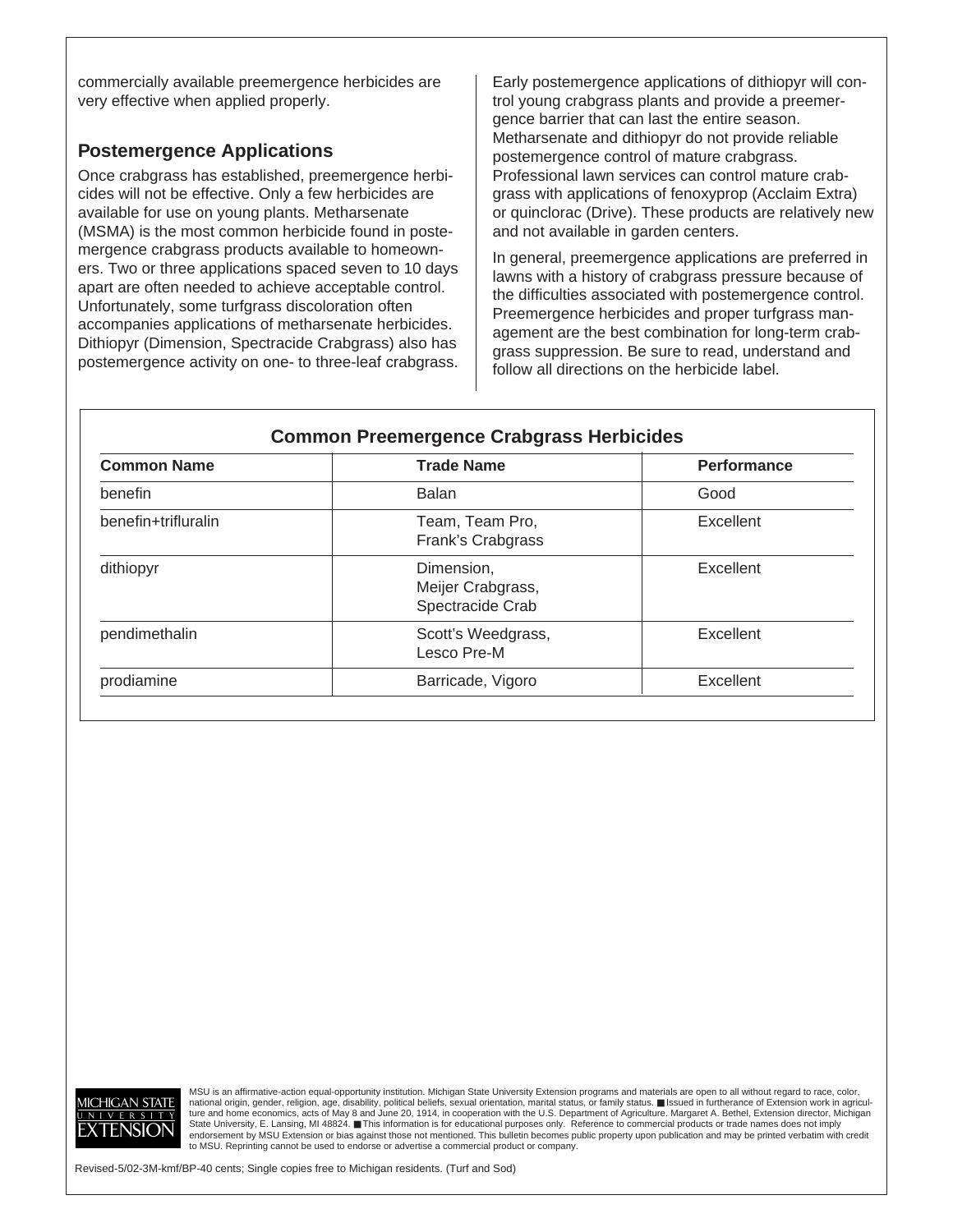commercially available preemergence herbicides are very effective when applied properly.

## Postemergence Applications

Once crabgrass has established, preemergence herbicides will not be effective. Only a few herbicides are available for use on young plants. Metharsenate (MSMA) is the most common herbicide found in postemergence crabgrass products available to homeowners. Two or three applications spaced seven to 10 days apart are often needed to achieve acceptable control. Unfortunately, some turfgrass discoloration often accompanies applications of metharsenate herbicides. Dithiopyr (Dimension, Spectracide Crabgrass) also has postemergence activity on one- to three-leaf crabgrass.

Early postemergence applications of dithiopyr will control young crabgrass plants and provide a preemergence barrier that can last the entire season. Metharsenate and dithiopyr do not provide reliable postemergence control of mature crabgrass. Professional lawn services can control mature crabgrass with applications of fenoxyprop (Acclaim Extra) or quinclorac (Drive). These products are relatively new and not available in garden centers.

In general, preemergence applications are preferred in lawns with a history of crabgrass pressure because of the difficulties associated with postemergence control. Preemergence herbicides and proper turfgrass management are the best combination for long-term crabgrass suppression. Be sure to read, understand and follow all directions on the herbicide label.

**Common Preemergence Crabgrass Herbicides**

| Common Name | Trade Name | Performance |
|---|---|---|
| benefin | Balan | Good |
| benefin+trifluralin | Team, Team Pro, Frank's Crabgrass | Excellent |
| dithiopyr | Dimension, Meijer Crabgrass, Spectracide Crab | Excellent |
| pendimethalin | Scott's Weedgrass, Lesco Pre-M | Excellent |
| prodiamine | Barricade, Vigoro | Excellent |

MICHIGAN STATE UNIVERSITY EXTENSION

MSU is an affirmative-action equal-opportunity institution. Michigan State University Extension programs and materials are open to all without regard to race, color, national origin, gender, religion, age, disability, political beliefs, sexual orientation, marital status, or family status. ■ Issued in furtherance of Extension work in agriculture and home economics, acts of May 8 and June 20, 1914, in cooperation with the U.S. Department of Agriculture. Margaret A. Bethel, Extension director, Michigan State University, E. Lansing, MI 48824. ■ This information is for educational purposes only. Reference to commercial products or trade names does not imply endorsement by MSU Extension or bias against those not mentioned. This bulletin becomes public property upon publication and may be printed verbatim with credit to MSU. Reprinting cannot be used to endorse or advertise a commercial product or company.

Revised-5/02-3M-kmf/BP-40 cents; Single copies free to Michigan residents. (Turf and Sod)